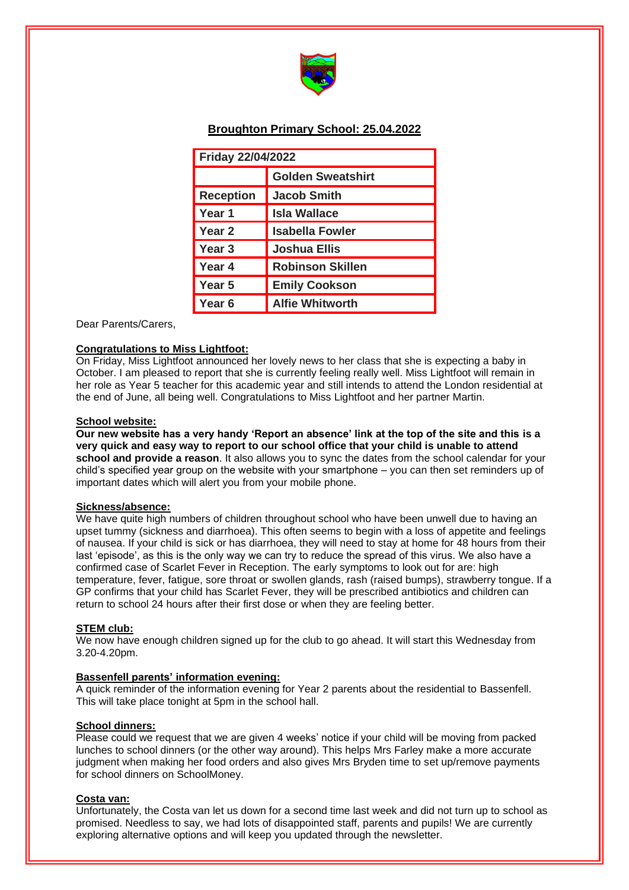# Broughton Primary School: 25.04.2022

| Friday 22/04/2022 | |
|---|---|
| | **Golden Sweatshirt** |
| **Reception** | **Jacob Smith** |
| **Year 1** | **Isla Wallace** |
| **Year 2** | **Isabella Fowler** |
| **Year 3** | **Joshua Ellis** |
| **Year 4** | **Robinson Skillen** |
| **Year 5** | **Emily Cookson** |
| **Year 6** | **Alfie Whitworth** |

Dear Parents/Carers,

**Congratulations to Miss Lightfoot:**

On Friday, Miss Lightfoot announced her lovely news to her class that she is expecting a baby in October. I am pleased to report that she is currently feeling really well. Miss Lightfoot will remain in her role as Year 5 teacher for this academic year and still intends to attend the London residential at the end of June, all being well. Congratulations to Miss Lightfoot and her partner Martin.

**School website:**

**Our new website has a very handy 'Report an absence' link at the top of the site and this is a very quick and easy way to report to our school office that your child is unable to attend school and provide a reason**. It also allows you to sync the dates from the school calendar for your child's specified year group on the website with your smartphone – you can then set reminders up of important dates which will alert you from your mobile phone.

**Sickness/absence:**

We have quite high numbers of children throughout school who have been unwell due to having an upset tummy (sickness and diarrhoea). This often seems to begin with a loss of appetite and feelings of nausea. If your child is sick or has diarrhoea, they will need to stay at home for 48 hours from their last 'episode', as this is the only way we can try to reduce the spread of this virus. We also have a confirmed case of Scarlet Fever in Reception. The early symptoms to look out for are: high temperature, fever, fatigue, sore throat or swollen glands, rash (raised bumps), strawberry tongue. If a GP confirms that your child has Scarlet Fever, they will be prescribed antibiotics and children can return to school 24 hours after their first dose or when they are feeling better.

**STEM club:**

We now have enough children signed up for the club to go ahead. It will start this Wednesday from 3.20-4.20pm.

**Bassenfell parents' information evening:**

A quick reminder of the information evening for Year 2 parents about the residential to Bassenfell. This will take place tonight at 5pm in the school hall.

**School dinners:**

Please could we request that we are given 4 weeks' notice if your child will be moving from packed lunches to school dinners (or the other way around). This helps Mrs Farley make a more accurate judgment when making her food orders and also gives Mrs Bryden time to set up/remove payments for school dinners on SchoolMoney.

**Costa van:**

Unfortunately, the Costa van let us down for a second time last week and did not turn up to school as promised. Needless to say, we had lots of disappointed staff, parents and pupils! We are currently exploring alternative options and will keep you updated through the newsletter.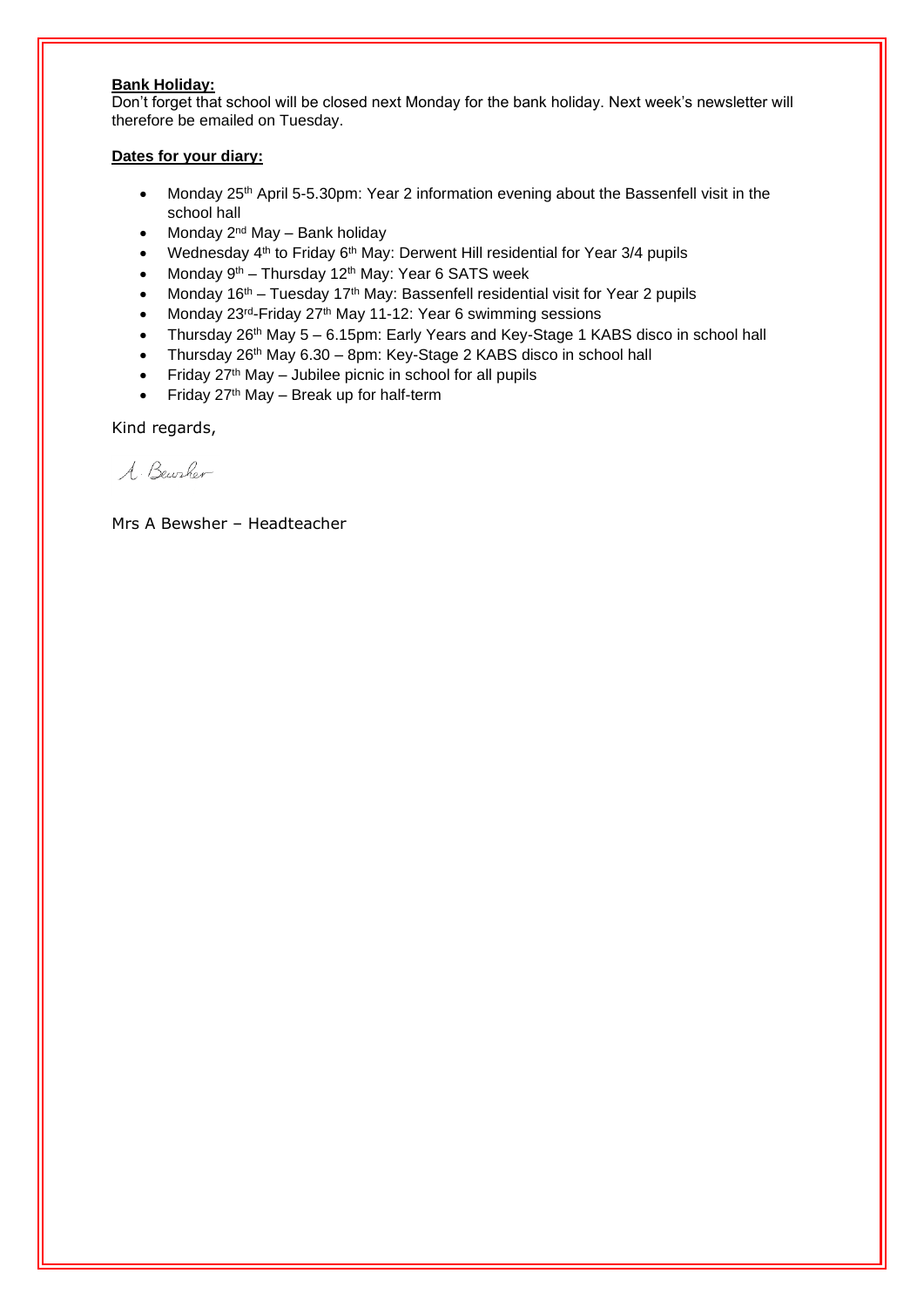**Bank Holiday:**

Don't forget that school will be closed next Monday for the bank holiday. Next week's newsletter will therefore be emailed on Tuesday.

**Dates for your diary:**

- Monday 25th April 5-5.30pm: Year 2 information evening about the Bassenfell visit in the school hall
- Monday 2nd May – Bank holiday
- Wednesday 4th to Friday 6th May: Derwent Hill residential for Year 3/4 pupils
- Monday 9th – Thursday 12th May: Year 6 SATS week
- Monday 16th – Tuesday 17th May: Bassenfell residential visit for Year 2 pupils
- Monday 23rd-Friday 27th May 11-12: Year 6 swimming sessions
- Thursday 26th May 5 – 6.15pm: Early Years and Key-Stage 1 KABS disco in school hall
- Thursday 26th May 6.30 – 8pm: Key-Stage 2 KABS disco in school hall
- Friday 27th May – Jubilee picnic in school for all pupils
- Friday 27th May – Break up for half-term

Kind regards,

A. Bewsher

Mrs A Bewsher – Headteacher